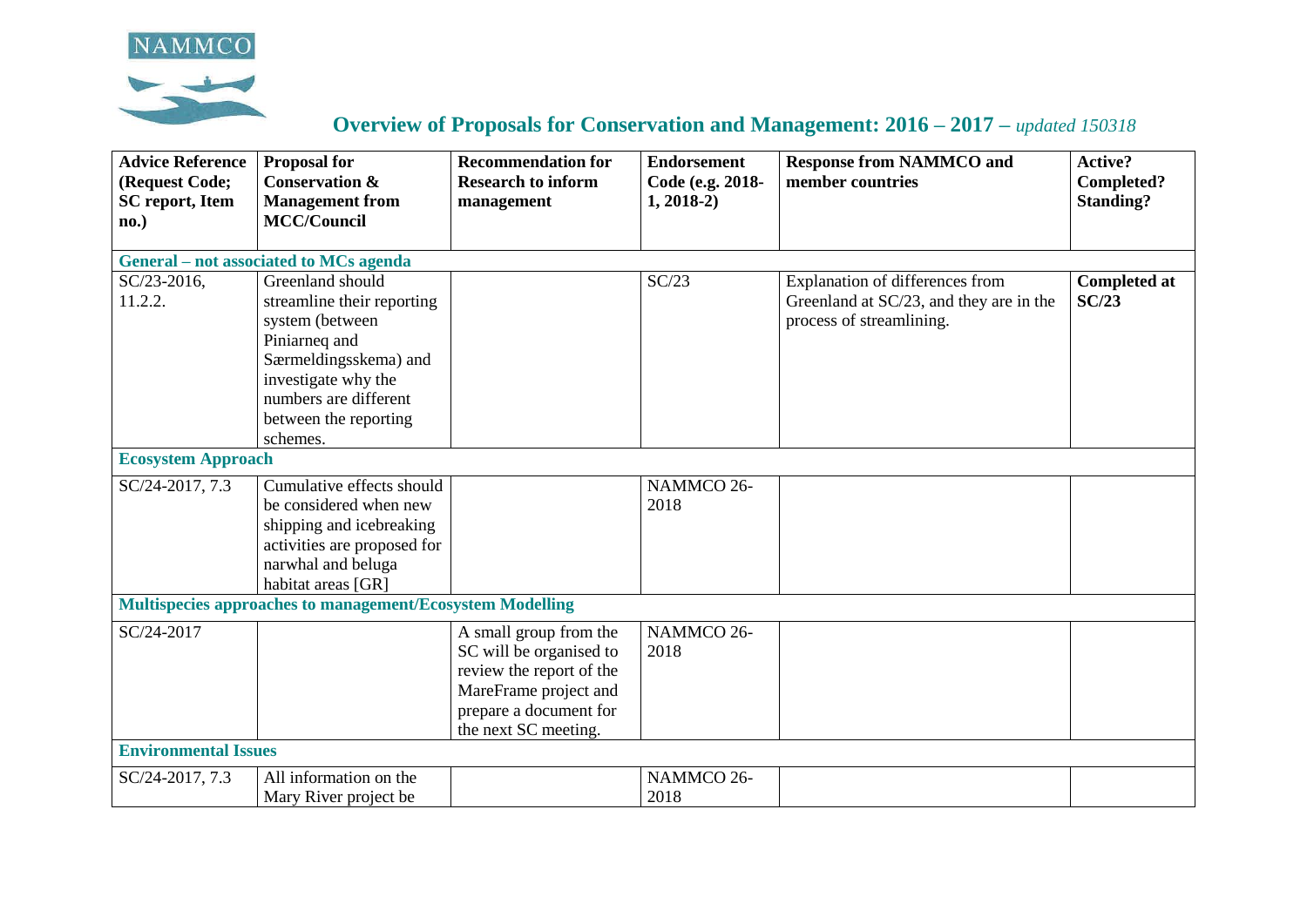NAMMCO

## Overview of Proposals for Conservation and Management: 2016 – 2017 – *updated 150318*

| Advice Reference (Request Code; SC report, Item no.) | Proposal for Conservation & Management from MCC/Council | Recommendation for Research to inform management | Endorsement Code (e.g. 2018-1, 2018-2) | Response from NAMMCO and member countries | Active? Completed? Standing? |
|---|---|---|---|---|---|
| **General – not associated to MCs agenda** | | | | | |
| SC/23-2016, 11.2.2. | Greenland should streamline their reporting system (between Piniarneq and Særmeldingsskema) and investigate why the numbers are different between the reporting schemes. | | SC/23 | Explanation of differences from Greenland at SC/23, and they are in the process of streamlining. | **Completed at SC/23** |
| **Ecosystem Approach** | | | | | |
| SC/24-2017, 7.3 | Cumulative effects should be considered when new shipping and icebreaking activities are proposed for narwhal and beluga habitat areas [GR] | | NAMMCO 26-2018 | | |
| **Multispecies approaches to management/Ecosystem Modelling** | | | | | |
| SC/24-2017 | | A small group from the SC will be organised to review the report of the MareFrame project and prepare a document for the next SC meeting. | NAMMCO 26-2018 | | |
| **Environmental Issues** | | | | | |
| SC/24-2017, 7.3 | All information on the Mary River project be | | NAMMCO 26-2018 | | |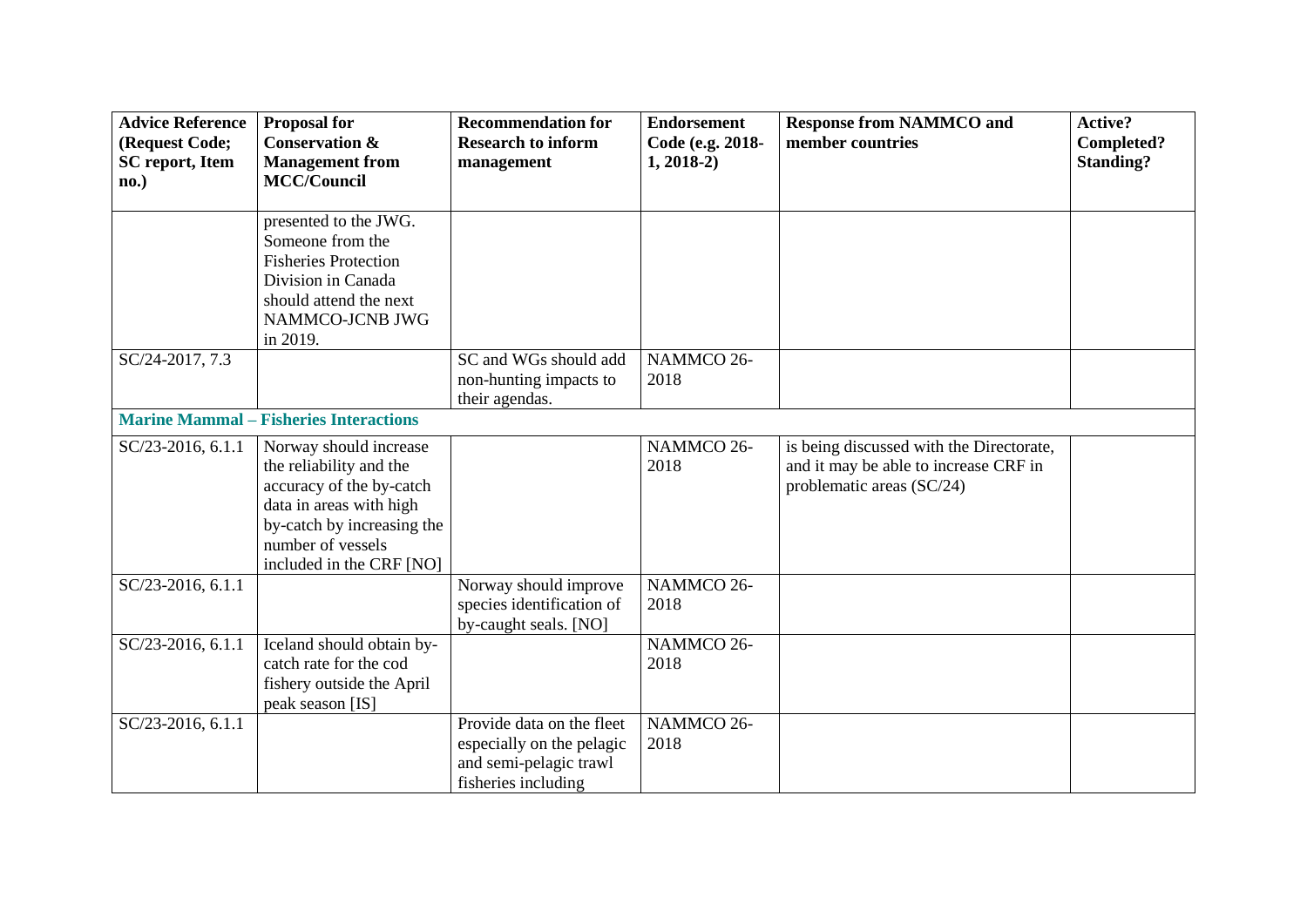| Advice Reference (Request Code; SC report, Item no.) | Proposal for Conservation & Management from MCC/Council | Recommendation for Research to inform management | Endorsement Code (e.g. 2018-1, 2018-2) | Response from NAMMCO and member countries | Active? Completed? Standing? |
|---|---|---|---|---|---|
| | presented to the JWG. Someone from the Fisheries Protection Division in Canada should attend the next NAMMCO-JCNB JWG in 2019. | | | | |
| SC/24-2017, 7.3 | | SC and WGs should add non-hunting impacts to their agendas. | NAMMCO 26-2018 | | |
| **Marine Mammal – Fisheries Interactions** | | | | | |
| SC/23-2016, 6.1.1 | Norway should increase the reliability and the accuracy of the by-catch data in areas with high by-catch by increasing the number of vessels included in the CRF [NO] | | NAMMCO 26-2018 | is being discussed with the Directorate, and it may be able to increase CRF in problematic areas (SC/24) | |
| SC/23-2016, 6.1.1 | | Norway should improve species identification of by-caught seals. [NO] | NAMMCO 26-2018 | | |
| SC/23-2016, 6.1.1 | Iceland should obtain by-catch rate for the cod fishery outside the April peak season [IS] | | NAMMCO 26-2018 | | |
| SC/23-2016, 6.1.1 | | Provide data on the fleet especially on the pelagic and semi-pelagic trawl fisheries including | NAMMCO 26-2018 | | |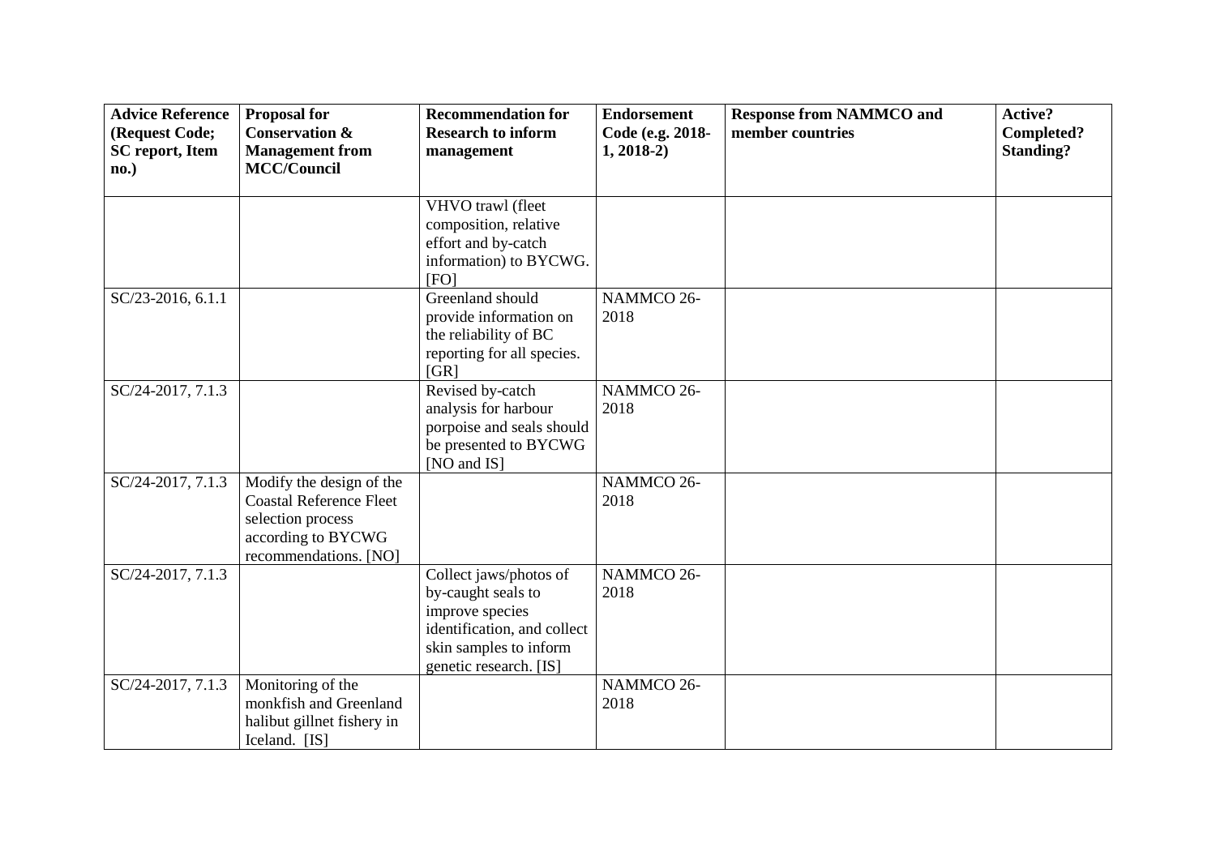| Advice Reference (Request Code; SC report, Item no.) | Proposal for Conservation & Management from MCC/Council | Recommendation for Research to inform management | Endorsement Code (e.g. 2018-1, 2018-2) | Response from NAMMCO and member countries | Active? Completed? Standing? |
|---|---|---|---|---|---|
| | | VHVO trawl (fleet composition, relative effort and by-catch information) to BYCWG. [FO] | | | |
| SC/23-2016, 6.1.1 | | Greenland should provide information on the reliability of BC reporting for all species. [GR] | NAMMCO 26-2018 | | |
| SC/24-2017, 7.1.3 | | Revised by-catch analysis for harbour porpoise and seals should be presented to BYCWG [NO and IS] | NAMMCO 26-2018 | | |
| SC/24-2017, 7.1.3 | Modify the design of the Coastal Reference Fleet selection process according to BYCWG recommendations. [NO] | | NAMMCO 26-2018 | | |
| SC/24-2017, 7.1.3 | | Collect jaws/photos of by-caught seals to improve species identification, and collect skin samples to inform genetic research. [IS] | NAMMCO 26-2018 | | |
| SC/24-2017, 7.1.3 | Monitoring of the monkfish and Greenland halibut gillnet fishery in Iceland. [IS] | | NAMMCO 26-2018 | | |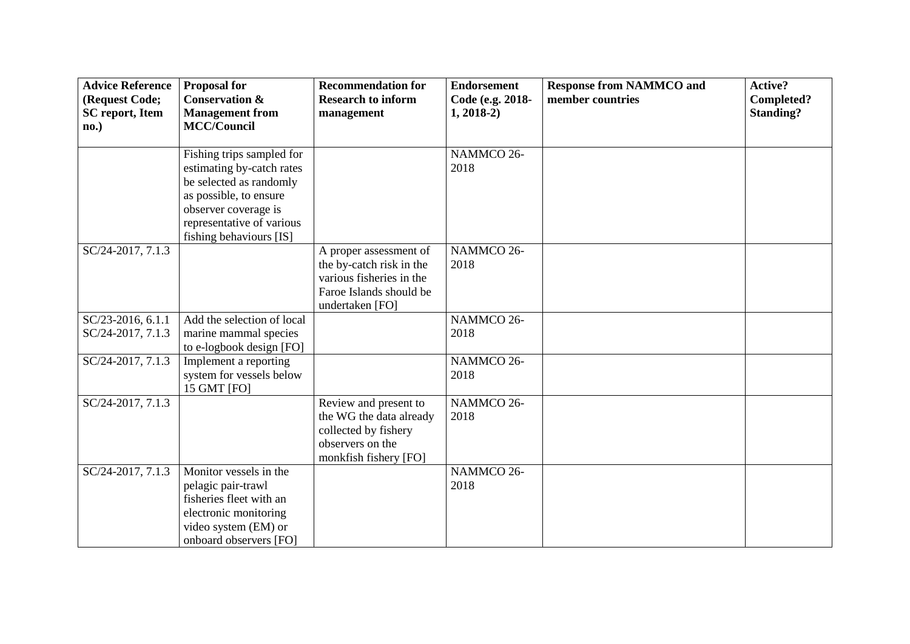| Advice Reference (Request Code; SC report, Item no.) | Proposal for Conservation & Management from MCC/Council | Recommendation for Research to inform management | Endorsement Code (e.g. 2018-1, 2018-2) | Response from NAMMCO and member countries | Active? Completed? Standing? |
|---|---|---|---|---|---|
| | Fishing trips sampled for estimating by-catch rates be selected as randomly as possible, to ensure observer coverage is representative of various fishing behaviours [IS] | | NAMMCO 26-2018 | | |
| SC/24-2017, 7.1.3 | | A proper assessment of the by-catch risk in the various fisheries in the Faroe Islands should be undertaken [FO] | NAMMCO 26-2018 | | |
| SC/23-2016, 6.1.1 SC/24-2017, 7.1.3 | Add the selection of local marine mammal species to e-logbook design [FO] | | NAMMCO 26-2018 | | |
| SC/24-2017, 7.1.3 | Implement a reporting system for vessels below 15 GMT [FO] | | NAMMCO 26-2018 | | |
| SC/24-2017, 7.1.3 | | Review and present to the WG the data already collected by fishery observers on the monkfish fishery [FO] | NAMMCO 26-2018 | | |
| SC/24-2017, 7.1.3 | Monitor vessels in the pelagic pair-trawl fisheries fleet with an electronic monitoring video system (EM) or onboard observers [FO] | | NAMMCO 26-2018 | | |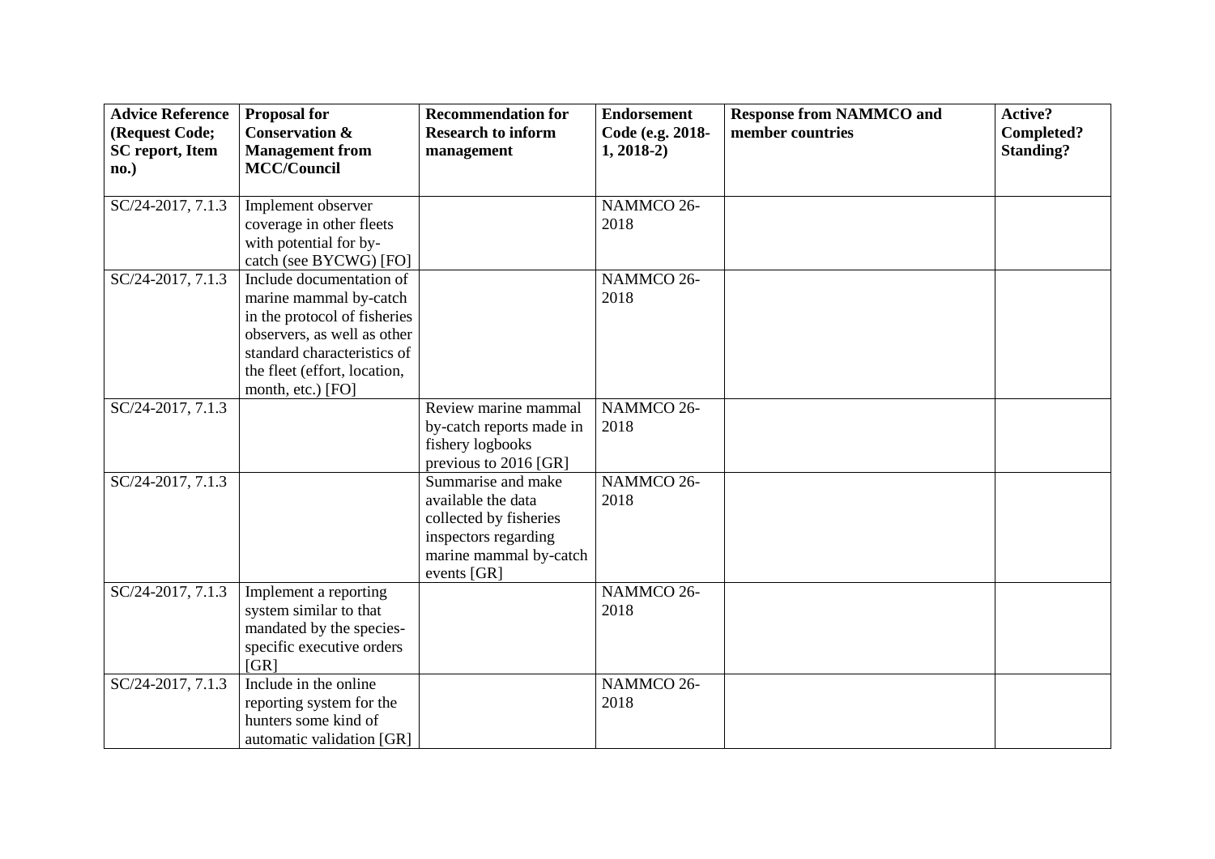| Advice Reference (Request Code; SC report, Item no.) | Proposal for Conservation & Management from MCC/Council | Recommendation for Research to inform management | Endorsement Code (e.g. 2018-1, 2018-2) | Response from NAMMCO and member countries | Active? Completed? Standing? |
|---|---|---|---|---|---|
| SC/24-2017, 7.1.3 | Implement observer coverage in other fleets with potential for by-catch (see BYCWG) [FO] | | NAMMCO 26-2018 | | |
| SC/24-2017, 7.1.3 | Include documentation of marine mammal by-catch in the protocol of fisheries observers, as well as other standard characteristics of the fleet (effort, location, month, etc.) [FO] | | NAMMCO 26-2018 | | |
| SC/24-2017, 7.1.3 | | Review marine mammal by-catch reports made in fishery logbooks previous to 2016 [GR] | NAMMCO 26-2018 | | |
| SC/24-2017, 7.1.3 | | Summarise and make available the data collected by fisheries inspectors regarding marine mammal by-catch events [GR] | NAMMCO 26-2018 | | |
| SC/24-2017, 7.1.3 | Implement a reporting system similar to that mandated by the species-specific executive orders [GR] | | NAMMCO 26-2018 | | |
| SC/24-2017, 7.1.3 | Include in the online reporting system for the hunters some kind of automatic validation [GR] | | NAMMCO 26-2018 | | |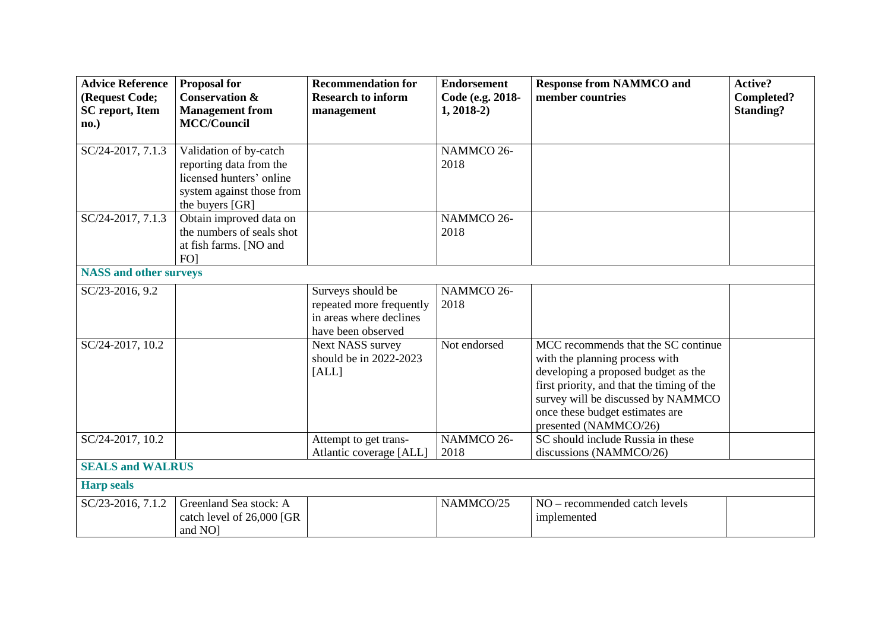| Advice Reference (Request Code; SC report, Item no.) | Proposal for Conservation & Management from MCC/Council | Recommendation for Research to inform management | Endorsement Code (e.g. 2018-1, 2018-2) | Response from NAMMCO and member countries | Active? Completed? Standing? |
|---|---|---|---|---|---|
| SC/24-2017, 7.1.3 | Validation of by-catch reporting data from the licensed hunters' online system against those from the buyers [GR] | | NAMMCO 26-2018 | | |
| SC/24-2017, 7.1.3 | Obtain improved data on the numbers of seals shot at fish farms. [NO and FO] | | NAMMCO 26-2018 | | |
| **NASS and other surveys** | | | | | |
| SC/23-2016, 9.2 | | Surveys should be repeated more frequently in areas where declines have been observed | NAMMCO 26-2018 | | |
| SC/24-2017, 10.2 | | Next NASS survey should be in 2022-2023 [ALL] | Not endorsed | MCC recommends that the SC continue with the planning process with developing a proposed budget as the first priority, and that the timing of the survey will be discussed by NAMMCO once these budget estimates are presented (NAMMCO/26) | |
| SC/24-2017, 10.2 | | Attempt to get trans-Atlantic coverage [ALL] | NAMMCO 26-2018 | SC should include Russia in these discussions (NAMMCO/26) | |
| **SEALS and WALRUS** | | | | | |
| **Harp seals** | | | | | |
| SC/23-2016, 7.1.2 | Greenland Sea stock: A catch level of 26,000 [GR and NO] | | NAMMCO/25 | NO – recommended catch levels implemented | |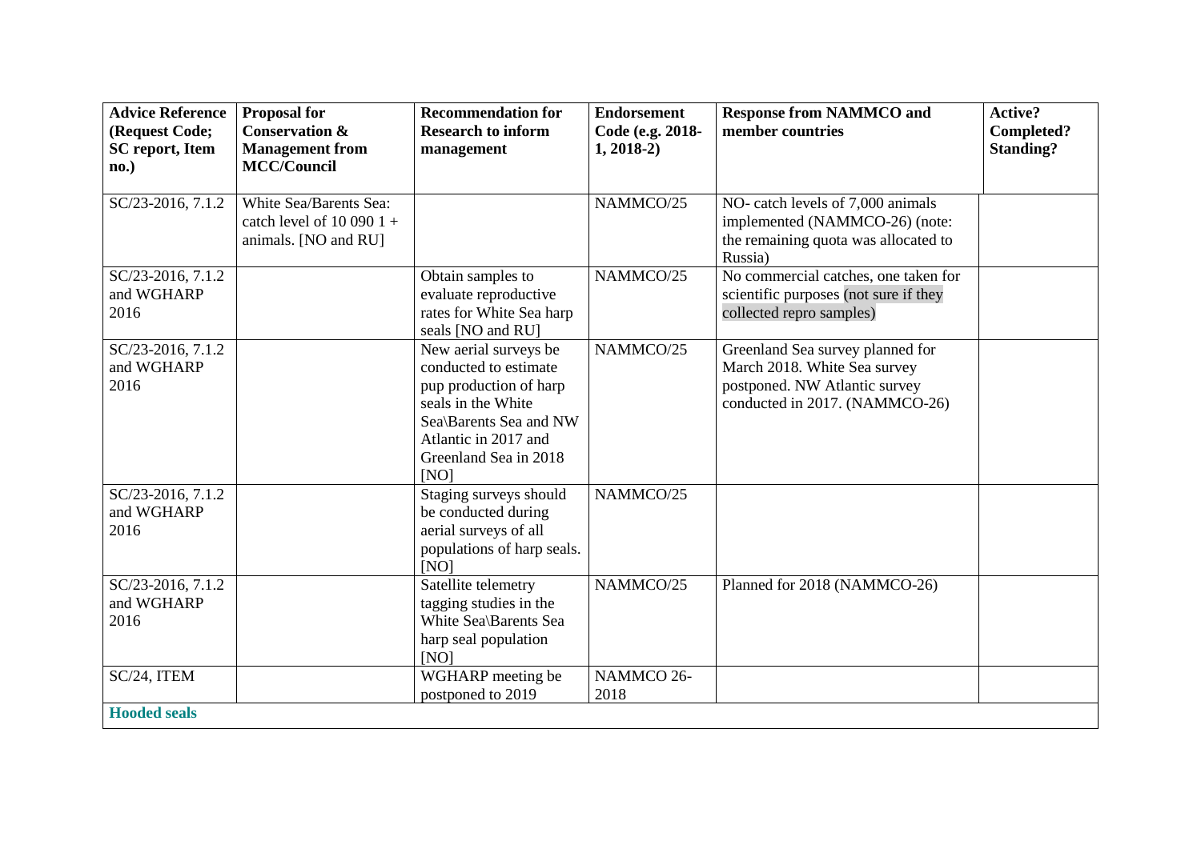| Advice Reference (Request Code; SC report, Item no.) | Proposal for Conservation & Management from MCC/Council | Recommendation for Research to inform management | Endorsement Code (e.g. 2018-1, 2018-2) | Response from NAMMCO and member countries | Active? Completed? Standing? |
|---|---|---|---|---|---|
| SC/23-2016, 7.1.2 | White Sea/Barents Sea: catch level of 10 090 1+ animals. [NO and RU] | | NAMMCO/25 | NO- catch levels of 7,000 animals implemented (NAMMCO-26) (note: the remaining quota was allocated to Russia) | |
| SC/23-2016, 7.1.2 and WGHARP 2016 | | Obtain samples to evaluate reproductive rates for White Sea harp seals [NO and RU] | NAMMCO/25 | No commercial catches, one taken for scientific purposes (not sure if they collected repro samples) | |
| SC/23-2016, 7.1.2 and WGHARP 2016 | | New aerial surveys be conducted to estimate pup production of harp seals in the White Sea\Barents Sea and NW Atlantic in 2017 and Greenland Sea in 2018 [NO] | NAMMCO/25 | Greenland Sea survey planned for March 2018. White Sea survey postponed. NW Atlantic survey conducted in 2017. (NAMMCO-26) | |
| SC/23-2016, 7.1.2 and WGHARP 2016 | | Staging surveys should be conducted during aerial surveys of all populations of harp seals. [NO] | NAMMCO/25 | | |
| SC/23-2016, 7.1.2 and WGHARP 2016 | | Satellite telemetry tagging studies in the White Sea\Barents Sea harp seal population [NO] | NAMMCO/25 | Planned for 2018 (NAMMCO-26) | |
| SC/24, ITEM | | WGHARP meeting be postponed to 2019 | NAMMCO 26-2018 | | |
| **Hooded seals** | | | | | |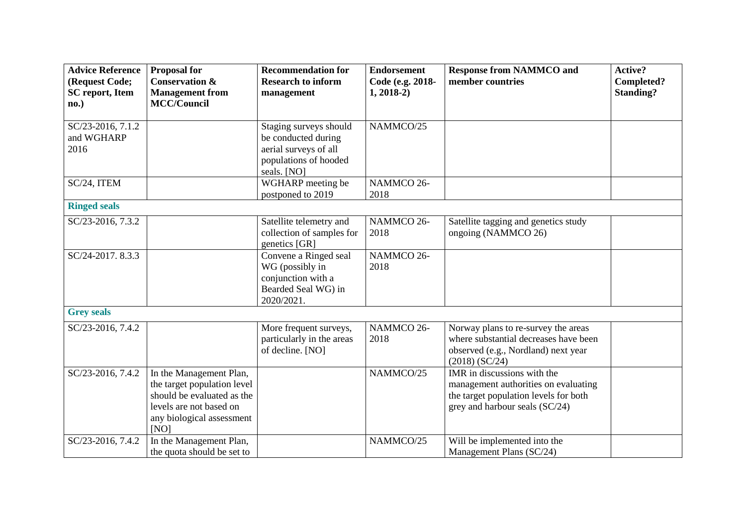| Advice Reference (Request Code; SC report, Item no.) | Proposal for Conservation & Management from MCC/Council | Recommendation for Research to inform management | Endorsement Code (e.g. 2018-1, 2018-2) | Response from NAMMCO and member countries | Active? Completed? Standing? |
|---|---|---|---|---|---|
| SC/23-2016, 7.1.2 and WGHARP 2016 | | Staging surveys should be conducted during aerial surveys of all populations of hooded seals. [NO] | NAMMCO/25 | | |
| SC/24, ITEM | | WGHARP meeting be postponed to 2019 | NAMMCO 26-2018 | | |
| **Ringed seals** | | | | | |
| SC/23-2016, 7.3.2 | | Satellite telemetry and collection of samples for genetics [GR] | NAMMCO 26-2018 | Satellite tagging and genetics study ongoing (NAMMCO 26) | |
| SC/24-2017. 8.3.3 | | Convene a Ringed seal WG (possibly in conjunction with a Bearded Seal WG) in 2020/2021. | NAMMCO 26-2018 | | |
| **Grey seals** | | | | | |
| SC/23-2016, 7.4.2 | | More frequent surveys, particularly in the areas of decline. [NO] | NAMMCO 26-2018 | Norway plans to re-survey the areas where substantial decreases have been observed (e.g., Nordland) next year (2018) (SC/24) | |
| SC/23-2016, 7.4.2 | In the Management Plan, the target population level should be evaluated as the levels are not based on any biological assessment [NO] | | NAMMCO/25 | IMR in discussions with the management authorities on evaluating the target population levels for both grey and harbour seals (SC/24) | |
| SC/23-2016, 7.4.2 | In the Management Plan, the quota should be set to | | NAMMCO/25 | Will be implemented into the Management Plans (SC/24) | |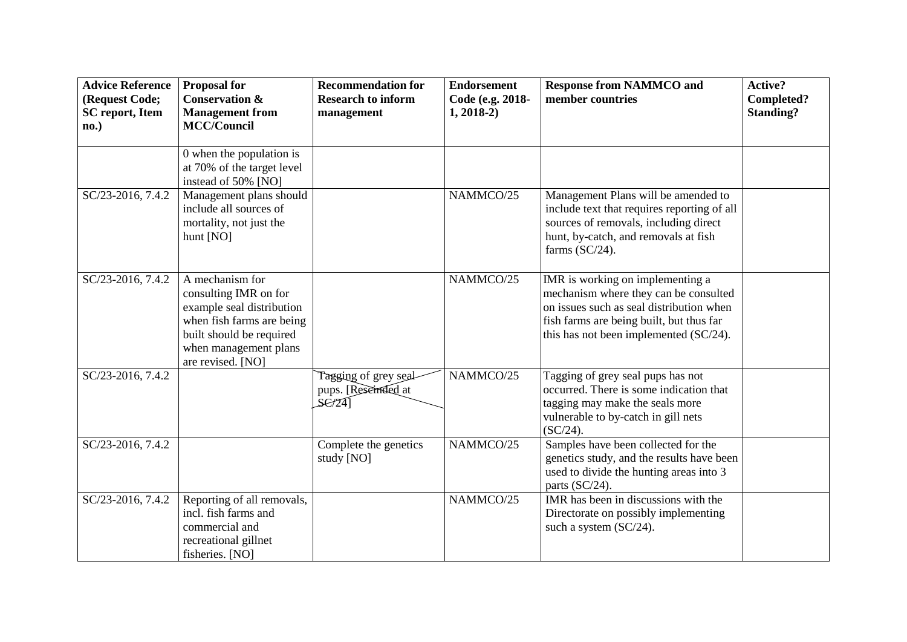| Advice Reference (Request Code; SC report, Item no.) | Proposal for Conservation & Management from MCC/Council | Recommendation for Research to inform management | Endorsement Code (e.g. 2018-1, 2018-2) | Response from NAMMCO and member countries | Active? Completed? Standing? |
|---|---|---|---|---|---|
| | 0 when the population is at 70% of the target level instead of 50% [NO] | | | | |
| SC/23-2016, 7.4.2 | Management plans should include all sources of mortality, not just the hunt [NO] | | NAMMCO/25 | Management Plans will be amended to include text that requires reporting of all sources of removals, including direct hunt, by-catch, and removals at fish farms (SC/24). | |
| SC/23-2016, 7.4.2 | A mechanism for consulting IMR on for example seal distribution when fish farms are being built should be required when management plans are revised. [NO] | | NAMMCO/25 | IMR is working on implementing a mechanism where they can be consulted on issues such as seal distribution when fish farms are being built, but thus far this has not been implemented (SC/24). | |
| SC/23-2016, 7.4.2 | | ~~Tagging of grey seal pups. [Rescinded at SC/24]~~ | NAMMCO/25 | Tagging of grey seal pups has not occurred. There is some indication that tagging may make the seals more vulnerable to by-catch in gill nets (SC/24). | |
| SC/23-2016, 7.4.2 | | Complete the genetics study [NO] | NAMMCO/25 | Samples have been collected for the genetics study, and the results have been used to divide the hunting areas into 3 parts (SC/24). | |
| SC/23-2016, 7.4.2 | Reporting of all removals, incl. fish farms and commercial and recreational gillnet fisheries. [NO] | | NAMMCO/25 | IMR has been in discussions with the Directorate on possibly implementing such a system (SC/24). | |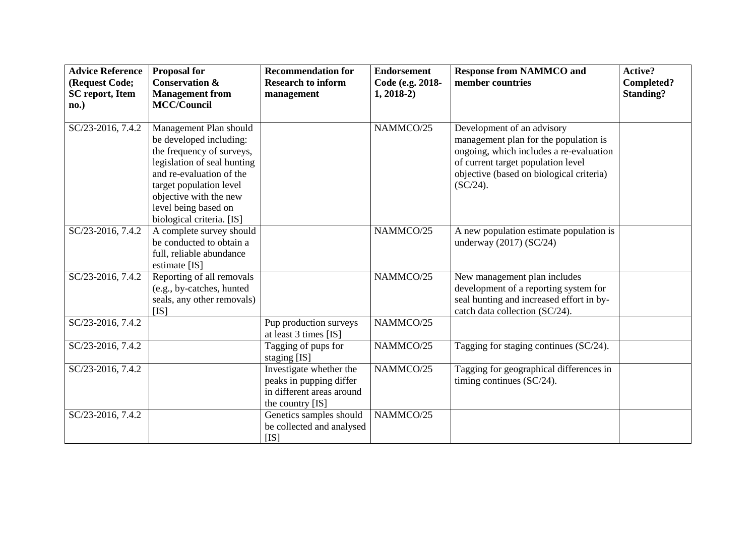| Advice Reference (Request Code; SC report, Item no.) | Proposal for Conservation & Management from MCC/Council | Recommendation for Research to inform management | Endorsement Code (e.g. 2018-1, 2018-2) | Response from NAMMCO and member countries | Active? Completed? Standing? |
|---|---|---|---|---|---|
| SC/23-2016, 7.4.2 | Management Plan should be developed including: the frequency of surveys, legislation of seal hunting and re-evaluation of the target population level objective with the new level being based on biological criteria. [IS] | | NAMMCO/25 | Development of an advisory management plan for the population is ongoing, which includes a re-evaluation of current target population level objective (based on biological criteria) (SC/24). | |
| SC/23-2016, 7.4.2 | A complete survey should be conducted to obtain a full, reliable abundance estimate [IS] | | NAMMCO/25 | A new population estimate population is underway (2017) (SC/24) | |
| SC/23-2016, 7.4.2 | Reporting of all removals (e.g., by-catches, hunted seals, any other removals) [IS] | | NAMMCO/25 | New management plan includes development of a reporting system for seal hunting and increased effort in by-catch data collection (SC/24). | |
| SC/23-2016, 7.4.2 | | Pup production surveys at least 3 times [IS] | NAMMCO/25 | | |
| SC/23-2016, 7.4.2 | | Tagging of pups for staging [IS] | NAMMCO/25 | Tagging for staging continues (SC/24). | |
| SC/23-2016, 7.4.2 | | Investigate whether the peaks in pupping differ in different areas around the country [IS] | NAMMCO/25 | Tagging for geographical differences in timing continues (SC/24). | |
| SC/23-2016, 7.4.2 | | Genetics samples should be collected and analysed [IS] | NAMMCO/25 | | |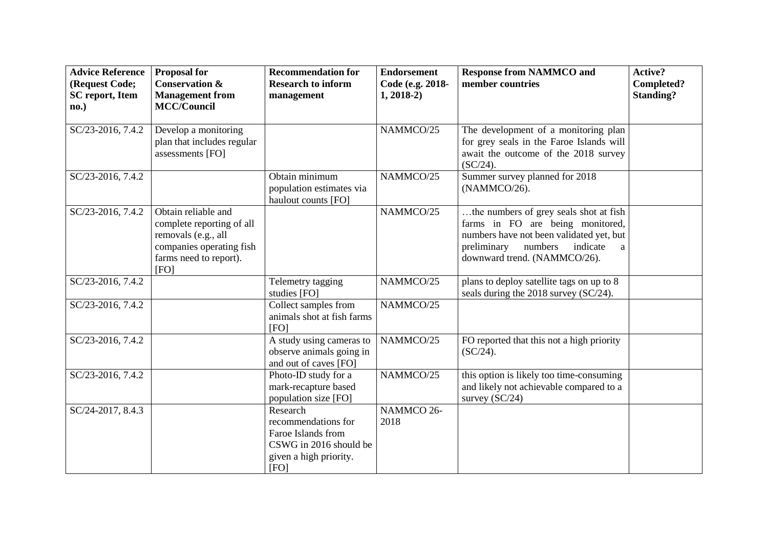| Advice Reference (Request Code; SC report, Item no.) | Proposal for Conservation & Management from MCC/Council | Recommendation for Research to inform management | Endorsement Code (e.g. 2018-1, 2018-2) | Response from NAMMCO and member countries | Active? Completed? Standing? |
|---|---|---|---|---|---|
| SC/23-2016, 7.4.2 | Develop a monitoring plan that includes regular assessments [FO] | | NAMMCO/25 | The development of a monitoring plan for grey seals in the Faroe Islands will await the outcome of the 2018 survey (SC/24). | |
| SC/23-2016, 7.4.2 | | Obtain minimum population estimates via haulout counts [FO] | NAMMCO/25 | Summer survey planned for 2018 (NAMMCO/26). | |
| SC/23-2016, 7.4.2 | Obtain reliable and complete reporting of all removals (e.g., all companies operating fish farms need to report). [FO] | | NAMMCO/25 | …the numbers of grey seals shot at fish farms in FO are being monitored, numbers have not been validated yet, but preliminary numbers indicate a downward trend. (NAMMCO/26). | |
| SC/23-2016, 7.4.2 | | Telemetry tagging studies [FO] | NAMMCO/25 | plans to deploy satellite tags on up to 8 seals during the 2018 survey (SC/24). | |
| SC/23-2016, 7.4.2 | | Collect samples from animals shot at fish farms [FO] | NAMMCO/25 | | |
| SC/23-2016, 7.4.2 | | A study using cameras to observe animals going in and out of caves [FO] | NAMMCO/25 | FO reported that this not a high priority (SC/24). | |
| SC/23-2016, 7.4.2 | | Photo-ID study for a mark-recapture based population size [FO] | NAMMCO/25 | this option is likely too time-consuming and likely not achievable compared to a survey (SC/24) | |
| SC/24-2017, 8.4.3 | | Research recommendations for Faroe Islands from CSWG in 2016 should be given a high priority. [FO] | NAMMCO 26-2018 | | |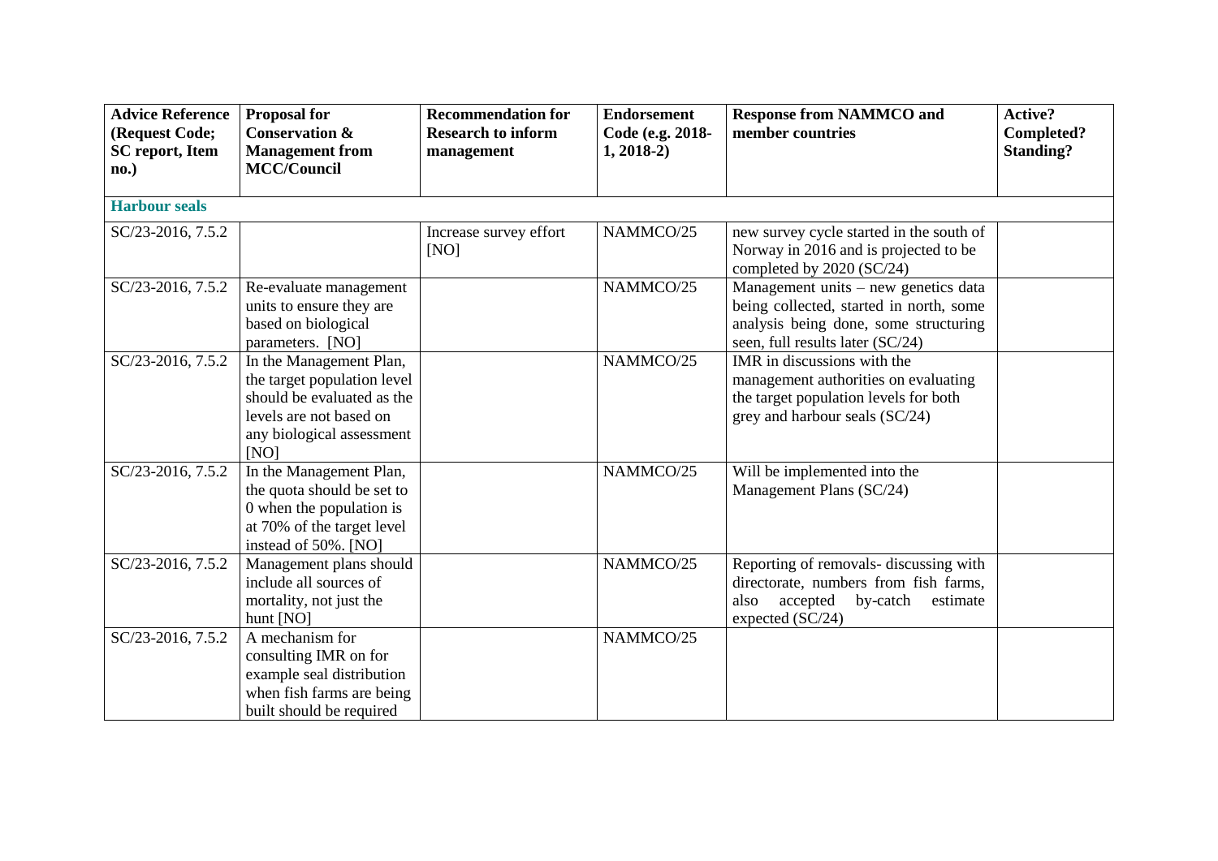| Advice Reference (Request Code; SC report, Item no.) | Proposal for Conservation & Management from MCC/Council | Recommendation for Research to inform management | Endorsement Code (e.g. 2018-1, 2018-2) | Response from NAMMCO and member countries | Active? Completed? Standing? |
|---|---|---|---|---|---|
| **Harbour seals** | | | | | |
| SC/23-2016, 7.5.2 | | Increase survey effort [NO] | NAMMCO/25 | new survey cycle started in the south of Norway in 2016 and is projected to be completed by 2020 (SC/24) | |
| SC/23-2016, 7.5.2 | Re-evaluate management units to ensure they are based on biological parameters. [NO] | | NAMMCO/25 | Management units – new genetics data being collected, started in north, some analysis being done, some structuring seen, full results later (SC/24) | |
| SC/23-2016, 7.5.2 | In the Management Plan, the target population level should be evaluated as the levels are not based on any biological assessment [NO] | | NAMMCO/25 | IMR in discussions with the management authorities on evaluating the target population levels for both grey and harbour seals (SC/24) | |
| SC/23-2016, 7.5.2 | In the Management Plan, the quota should be set to 0 when the population is at 70% of the target level instead of 50%. [NO] | | NAMMCO/25 | Will be implemented into the Management Plans (SC/24) | |
| SC/23-2016, 7.5.2 | Management plans should include all sources of mortality, not just the hunt [NO] | | NAMMCO/25 | Reporting of removals- discussing with directorate, numbers from fish farms, also accepted by-catch estimate expected (SC/24) | |
| SC/23-2016, 7.5.2 | A mechanism for consulting IMR on for example seal distribution when fish farms are being built should be required | | NAMMCO/25 | | |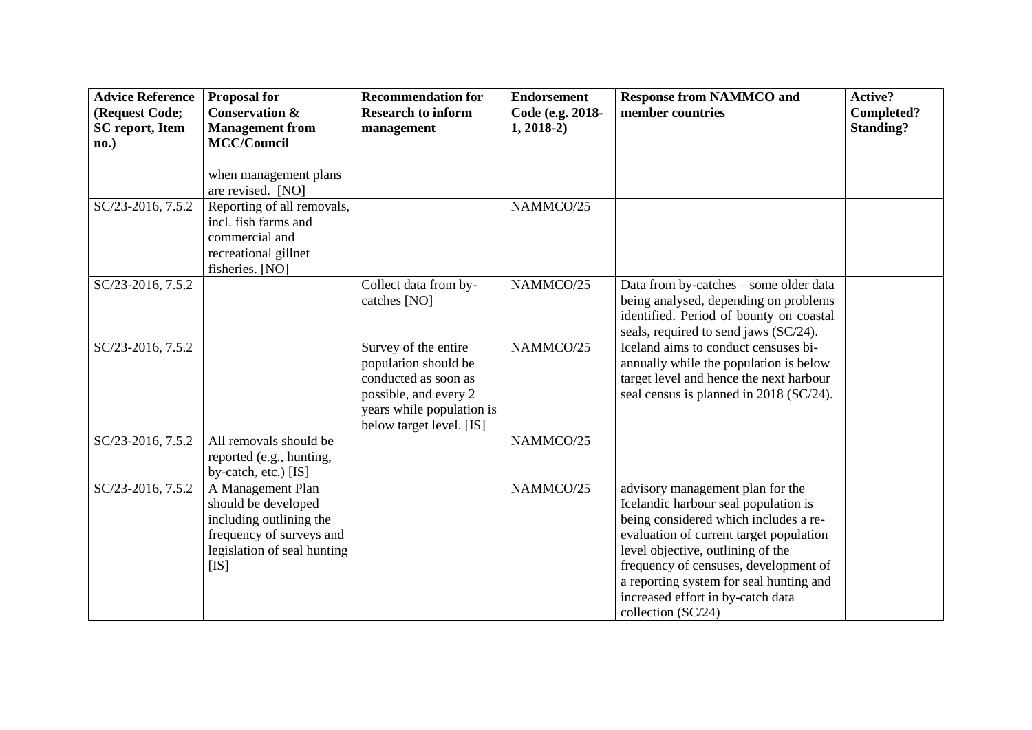| Advice Reference (Request Code; SC report, Item no.) | Proposal for Conservation & Management from MCC/Council | Recommendation for Research to inform management | Endorsement Code (e.g. 2018-1, 2018-2) | Response from NAMMCO and member countries | Active? Completed? Standing? |
|---|---|---|---|---|---|
| | when management plans are revised. [NO] | | | | |
| SC/23-2016, 7.5.2 | Reporting of all removals, incl. fish farms and commercial and recreational gillnet fisheries. [NO] | | NAMMCO/25 | | |
| SC/23-2016, 7.5.2 | | Collect data from by-catches [NO] | NAMMCO/25 | Data from by-catches – some older data being analysed, depending on problems identified. Period of bounty on coastal seals, required to send jaws (SC/24). | |
| SC/23-2016, 7.5.2 | | Survey of the entire population should be conducted as soon as possible, and every 2 years while population is below target level. [IS] | NAMMCO/25 | Iceland aims to conduct censuses bi-annually while the population is below target level and hence the next harbour seal census is planned in 2018 (SC/24). | |
| SC/23-2016, 7.5.2 | All removals should be reported (e.g., hunting, by-catch, etc.) [IS] | | NAMMCO/25 | | |
| SC/23-2016, 7.5.2 | A Management Plan should be developed including outlining the frequency of surveys and legislation of seal hunting [IS] | | NAMMCO/25 | advisory management plan for the Icelandic harbour seal population is being considered which includes a re-evaluation of current target population level objective, outlining of the frequency of censuses, development of a reporting system for seal hunting and increased effort in by-catch data collection (SC/24) | |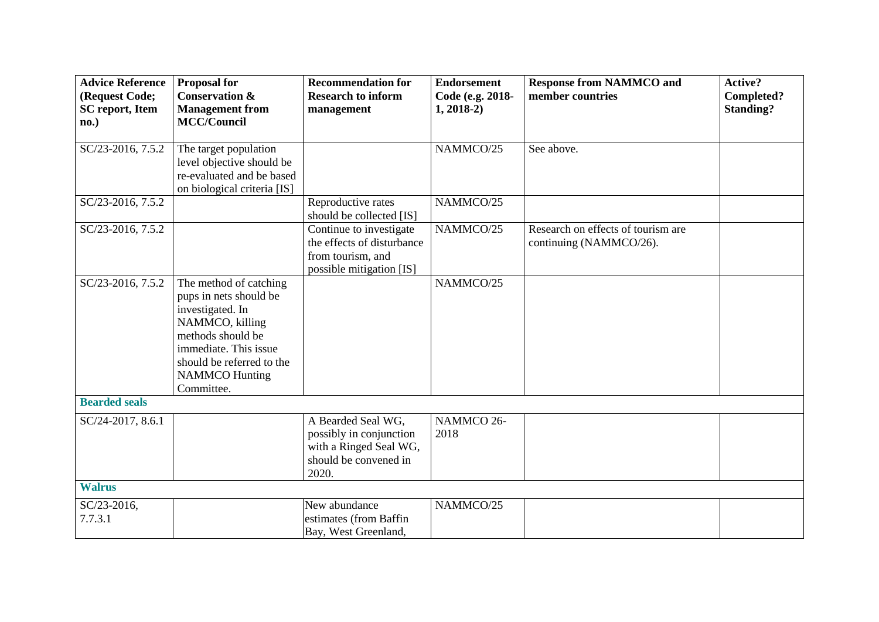| Advice Reference (Request Code; SC report, Item no.) | Proposal for Conservation & Management from MCC/Council | Recommendation for Research to inform management | Endorsement Code (e.g. 2018-1, 2018-2) | Response from NAMMCO and member countries | Active? Completed? Standing? |
|---|---|---|---|---|---|
| SC/23-2016, 7.5.2 | The target population level objective should be re-evaluated and be based on biological criteria [IS] | | NAMMCO/25 | See above. | |
| SC/23-2016, 7.5.2 | | Reproductive rates should be collected [IS] | NAMMCO/25 | | |
| SC/23-2016, 7.5.2 | | Continue to investigate the effects of disturbance from tourism, and possible mitigation [IS] | NAMMCO/25 | Research on effects of tourism are continuing (NAMMCO/26). | |
| SC/23-2016, 7.5.2 | The method of catching pups in nets should be investigated. In NAMMCO, killing methods should be immediate. This issue should be referred to the NAMMCO Hunting Committee. | | NAMMCO/25 | | |
| **Bearded seals** | | | | | |
| SC/24-2017, 8.6.1 | | A Bearded Seal WG, possibly in conjunction with a Ringed Seal WG, should be convened in 2020. | NAMMCO 26-2018 | | |
| **Walrus** | | | | | |
| SC/23-2016, 7.7.3.1 | | New abundance estimates (from Baffin Bay, West Greenland, | NAMMCO/25 | | |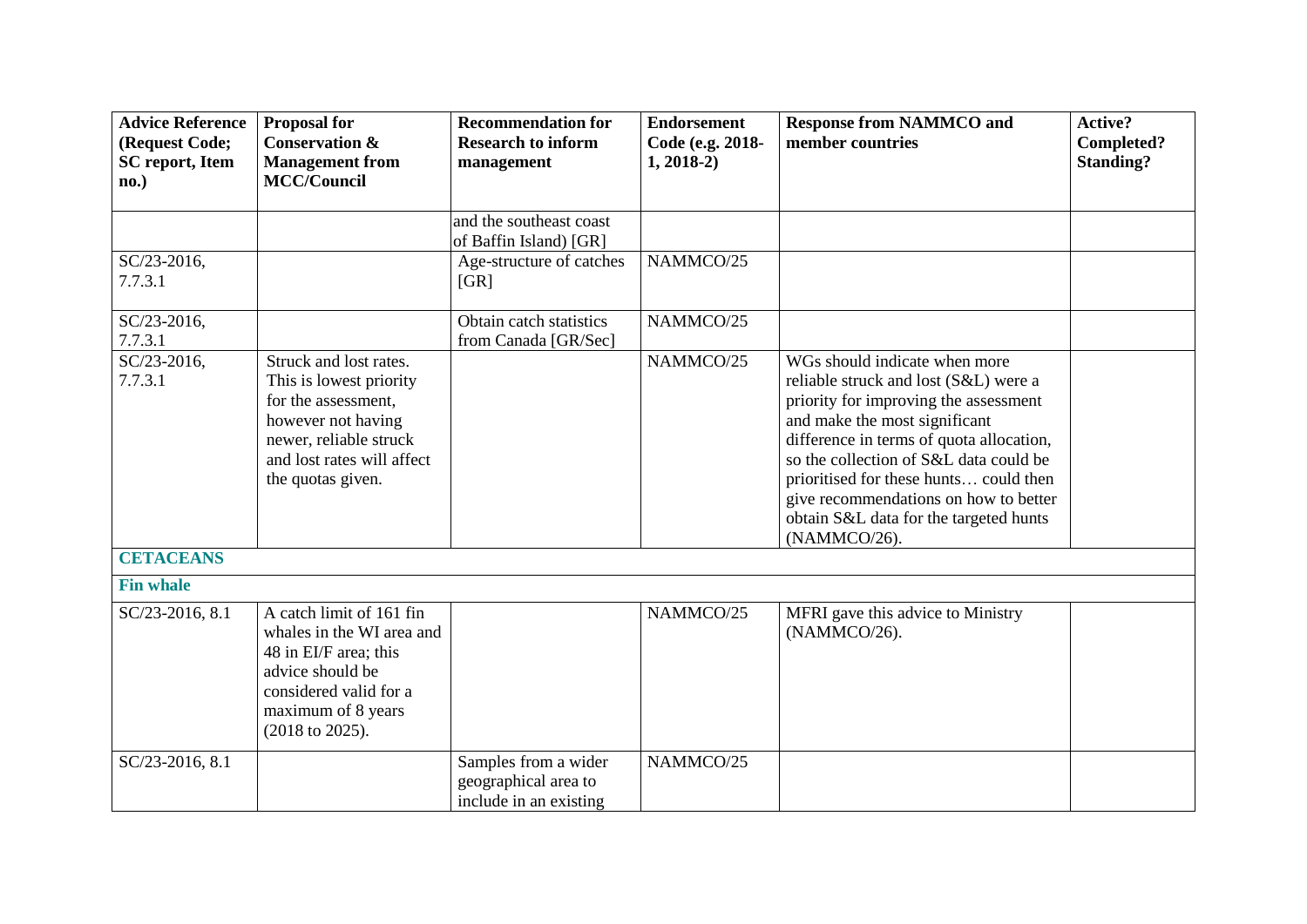| Advice Reference (Request Code; SC report, Item no.) | Proposal for Conservation & Management from MCC/Council | Recommendation for Research to inform management | Endorsement Code (e.g. 2018-1, 2018-2) | Response from NAMMCO and member countries | Active? Completed? Standing? |
|---|---|---|---|---|---|
| | | and the southeast coast of Baffin Island) [GR] | | | |
| SC/23-2016, 7.7.3.1 | | Age-structure of catches [GR] | NAMMCO/25 | | |
| SC/23-2016, 7.7.3.1 | | Obtain catch statistics from Canada [GR/Sec] | NAMMCO/25 | | |
| SC/23-2016, 7.7.3.1 | Struck and lost rates. This is lowest priority for the assessment, however not having newer, reliable struck and lost rates will affect the quotas given. | | NAMMCO/25 | WGs should indicate when more reliable struck and lost (S&L) were a priority for improving the assessment and make the most significant difference in terms of quota allocation, so the collection of S&L data could be prioritised for these hunts… could then give recommendations on how to better obtain S&L data for the targeted hunts (NAMMCO/26). | |
| **CETACEANS** | | | | | |
| **Fin whale** | | | | | |
| SC/23-2016, 8.1 | A catch limit of 161 fin whales in the WI area and 48 in EI/F area; this advice should be considered valid for a maximum of 8 years (2018 to 2025). | | NAMMCO/25 | MFRI gave this advice to Ministry (NAMMCO/26). | |
| SC/23-2016, 8.1 | | Samples from a wider geographical area to include in an existing | NAMMCO/25 | | |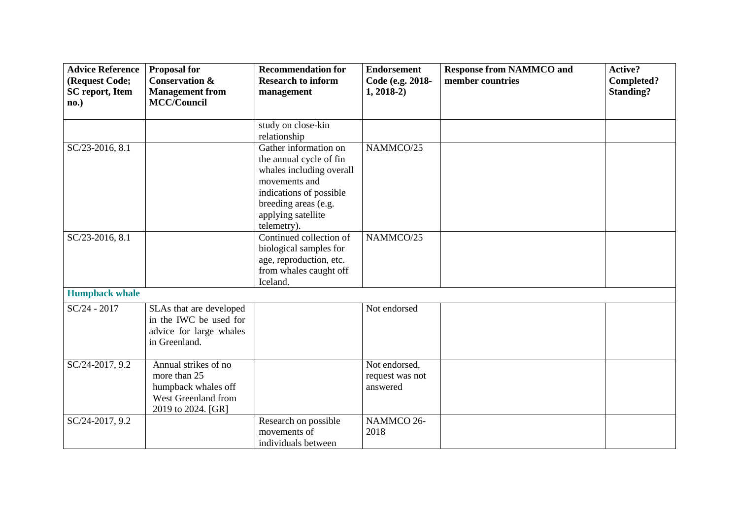| Advice Reference (Request Code; SC report, Item no.) | Proposal for Conservation & Management from MCC/Council | Recommendation for Research to inform management | Endorsement Code (e.g. 2018-1, 2018-2) | Response from NAMMCO and member countries | Active? Completed? Standing? |
|---|---|---|---|---|---|
| | | study on close-kin relationship | | | |
| SC/23-2016, 8.1 | | Gather information on the annual cycle of fin whales including overall movements and indications of possible breeding areas (e.g. applying satellite telemetry). | NAMMCO/25 | | |
| SC/23-2016, 8.1 | | Continued collection of biological samples for age, reproduction, etc. from whales caught off Iceland. | NAMMCO/25 | | |
| **Humpback whale** | | | | | |
| SC/24 - 2017 | SLAs that are developed in the IWC be used for advice for large whales in Greenland. | | Not endorsed | | |
| SC/24-2017, 9.2 | Annual strikes of no more than 25 humpback whales off West Greenland from 2019 to 2024. [GR] | | Not endorsed, request was not answered | | |
| SC/24-2017, 9.2 | | Research on possible movements of individuals between | NAMMCO 26-2018 | | |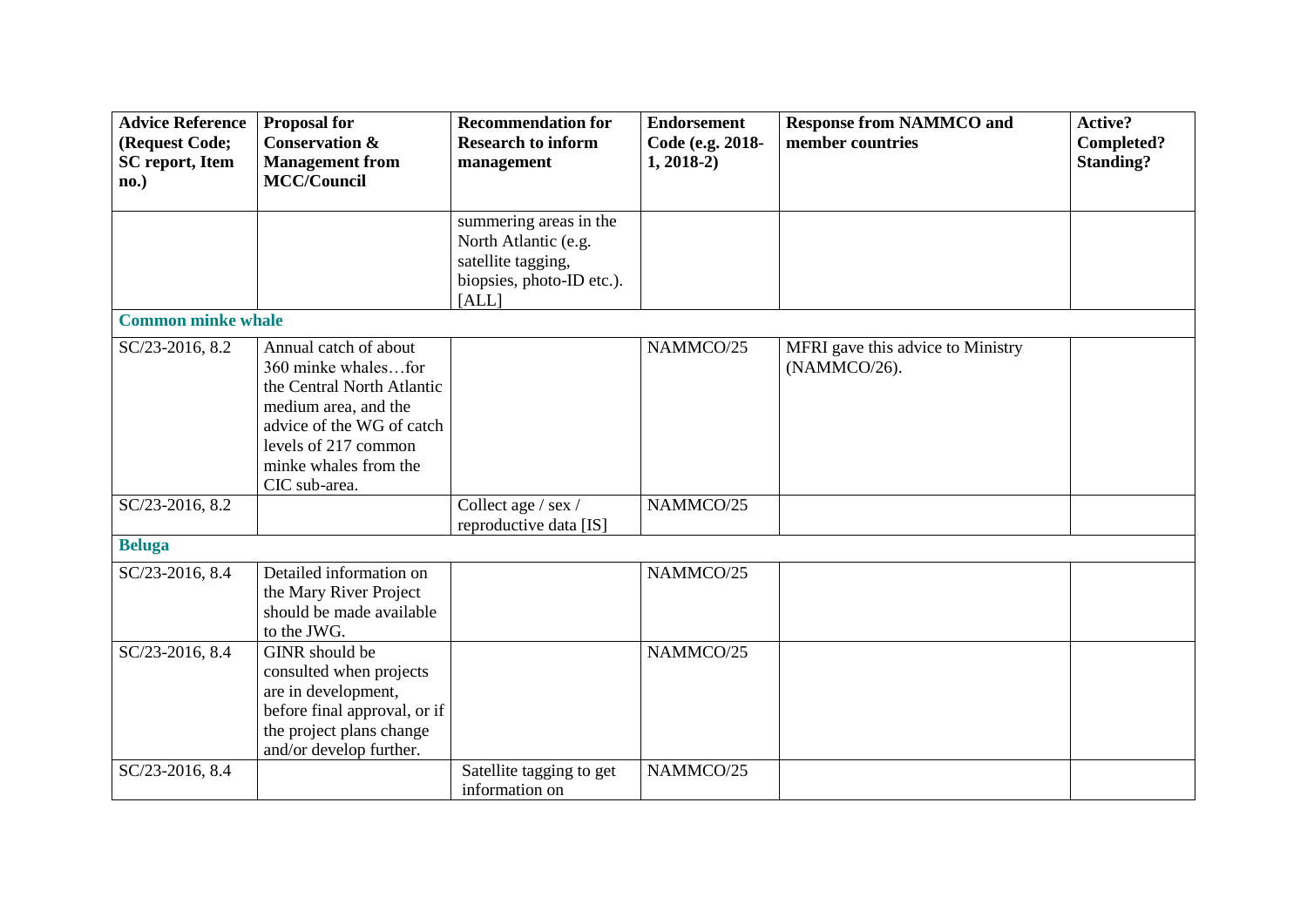| Advice Reference (Request Code; SC report, Item no.) | Proposal for Conservation & Management from MCC/Council | Recommendation for Research to inform management | Endorsement Code (e.g. 2018-1, 2018-2) | Response from NAMMCO and member countries | Active? Completed? Standing? |
|---|---|---|---|---|---|
| | | summering areas in the North Atlantic (e.g. satellite tagging, biopsies, photo-ID etc.). [ALL] | | | |
| **Common minke whale** | | | | | |
| SC/23-2016, 8.2 | Annual catch of about 360 minke whales…for the Central North Atlantic medium area, and the advice of the WG of catch levels of 217 common minke whales from the CIC sub-area. | | NAMMCO/25 | MFRI gave this advice to Ministry (NAMMCO/26). | |
| SC/23-2016, 8.2 | | Collect age / sex / reproductive data [IS] | NAMMCO/25 | | |
| **Beluga** | | | | | |
| SC/23-2016, 8.4 | Detailed information on the Mary River Project should be made available to the JWG. | | NAMMCO/25 | | |
| SC/23-2016, 8.4 | GINR should be consulted when projects are in development, before final approval, or if the project plans change and/or develop further. | | NAMMCO/25 | | |
| SC/23-2016, 8.4 | | Satellite tagging to get information on | NAMMCO/25 | | |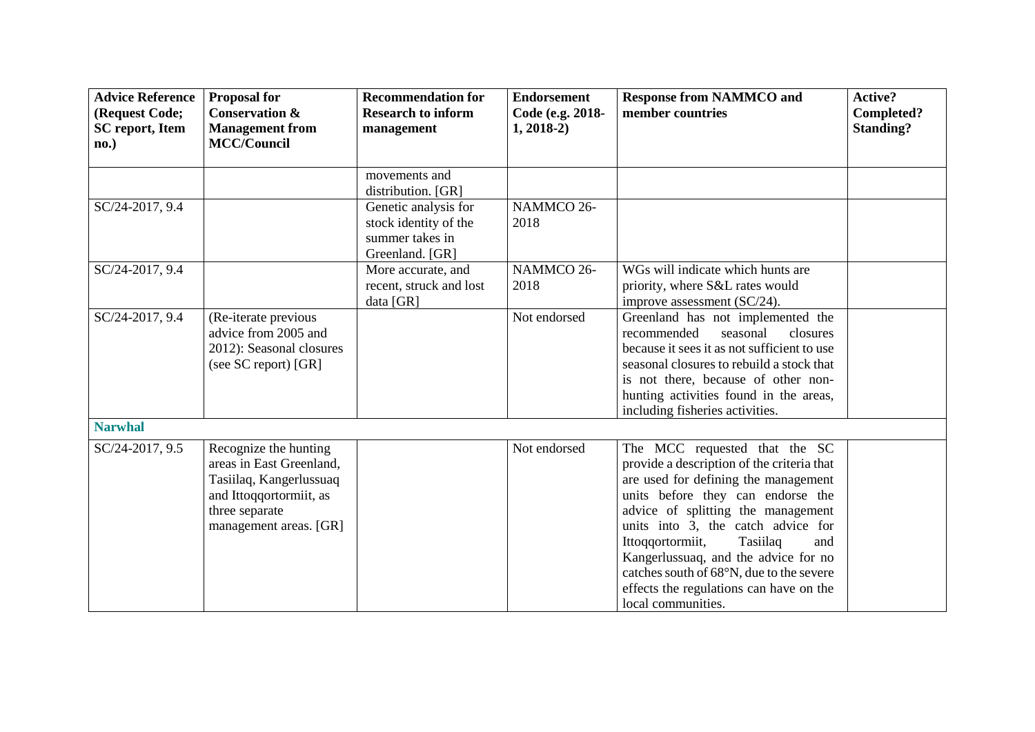| Advice Reference (Request Code; SC report, Item no.) | Proposal for Conservation & Management from MCC/Council | Recommendation for Research to inform management | Endorsement Code (e.g. 2018-1, 2018-2) | Response from NAMMCO and member countries | Active? Completed? Standing? |
|---|---|---|---|---|---|
| | | movements and distribution. [GR] | | | |
| SC/24-2017, 9.4 | | Genetic analysis for stock identity of the summer takes in Greenland. [GR] | NAMMCO 26-2018 | | |
| SC/24-2017, 9.4 | | More accurate, and recent, struck and lost data [GR] | NAMMCO 26-2018 | WGs will indicate which hunts are priority, where S&L rates would improve assessment (SC/24). | |
| SC/24-2017, 9.4 | (Re-iterate previous advice from 2005 and 2012): Seasonal closures (see SC report) [GR] | | Not endorsed | Greenland has not implemented the recommended seasonal closures because it sees it as not sufficient to use seasonal closures to rebuild a stock that is not there, because of other non-hunting activities found in the areas, including fisheries activities. | |
| **Narwhal** | | | | | |
| SC/24-2017, 9.5 | Recognize the hunting areas in East Greenland, Tasiilaq, Kangerlussuaq and Ittoqqortormiit, as three separate management areas. [GR] | | Not endorsed | The MCC requested that the SC provide a description of the criteria that are used for defining the management units before they can endorse the advice of splitting the management units into 3, the catch advice for Ittoqqortormiit, Tasiilaq and Kangerlussuaq, and the advice for no catches south of 68°N, due to the severe effects the regulations can have on the local communities. | |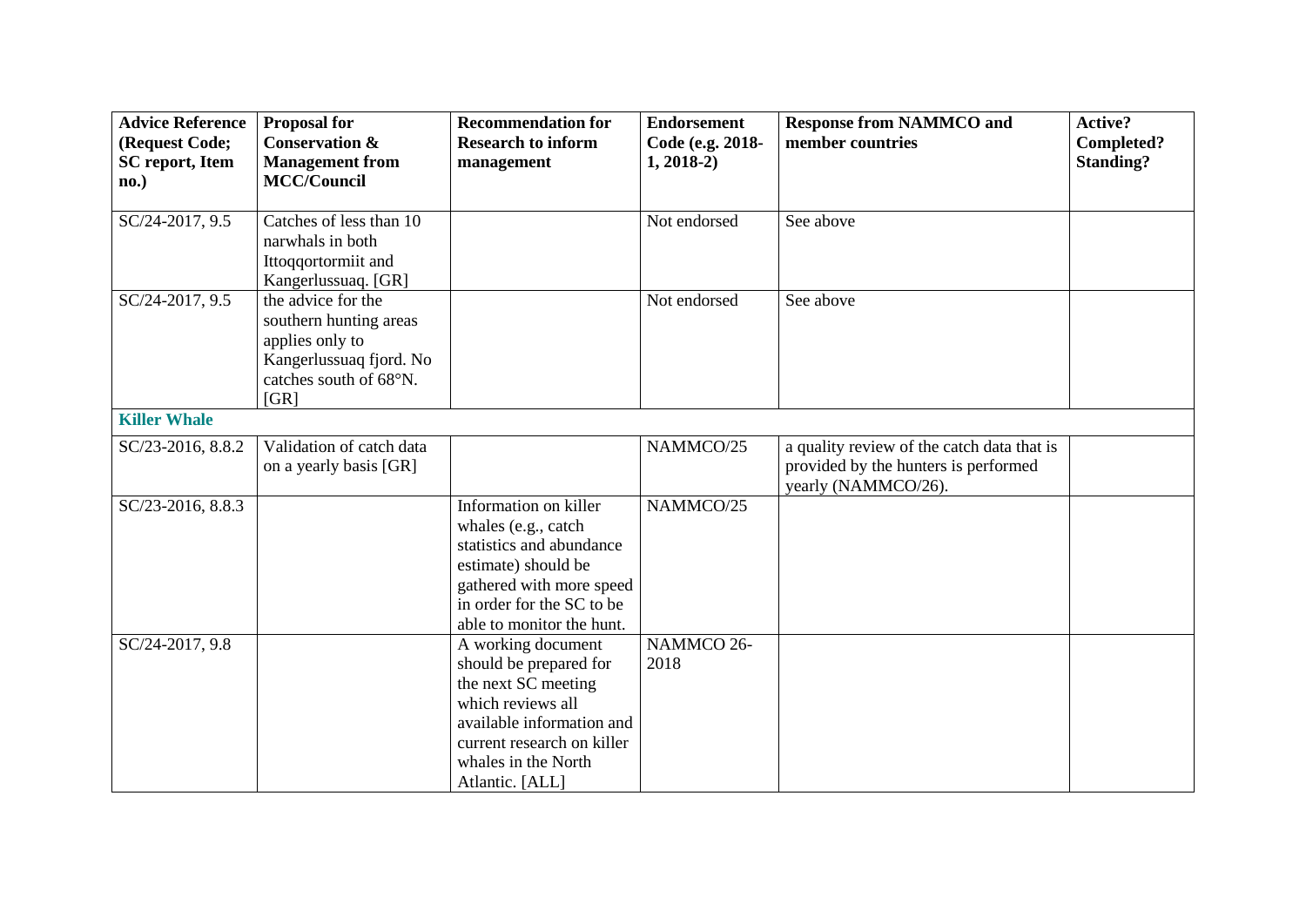| Advice Reference (Request Code; SC report, Item no.) | Proposal for Conservation & Management from MCC/Council | Recommendation for Research to inform management | Endorsement Code (e.g. 2018-1, 2018-2) | Response from NAMMCO and member countries | Active? Completed? Standing? |
|---|---|---|---|---|---|
| SC/24-2017, 9.5 | Catches of less than 10 narwhals in both Ittoqqortormiit and Kangerlussuaq. [GR] | | Not endorsed | See above | |
| SC/24-2017, 9.5 | the advice for the southern hunting areas applies only to Kangerlussuaq fjord. No catches south of 68°N. [GR] | | Not endorsed | See above | |
| **Killer Whale** | | | | | |
| SC/23-2016, 8.8.2 | Validation of catch data on a yearly basis [GR] | | NAMMCO/25 | a quality review of the catch data that is provided by the hunters is performed yearly (NAMMCO/26). | |
| SC/23-2016, 8.8.3 | | Information on killer whales (e.g., catch statistics and abundance estimate) should be gathered with more speed in order for the SC to be able to monitor the hunt. | NAMMCO/25 | | |
| SC/24-2017, 9.8 | | A working document should be prepared for the next SC meeting which reviews all available information and current research on killer whales in the North Atlantic. [ALL] | NAMMCO 26-2018 | | |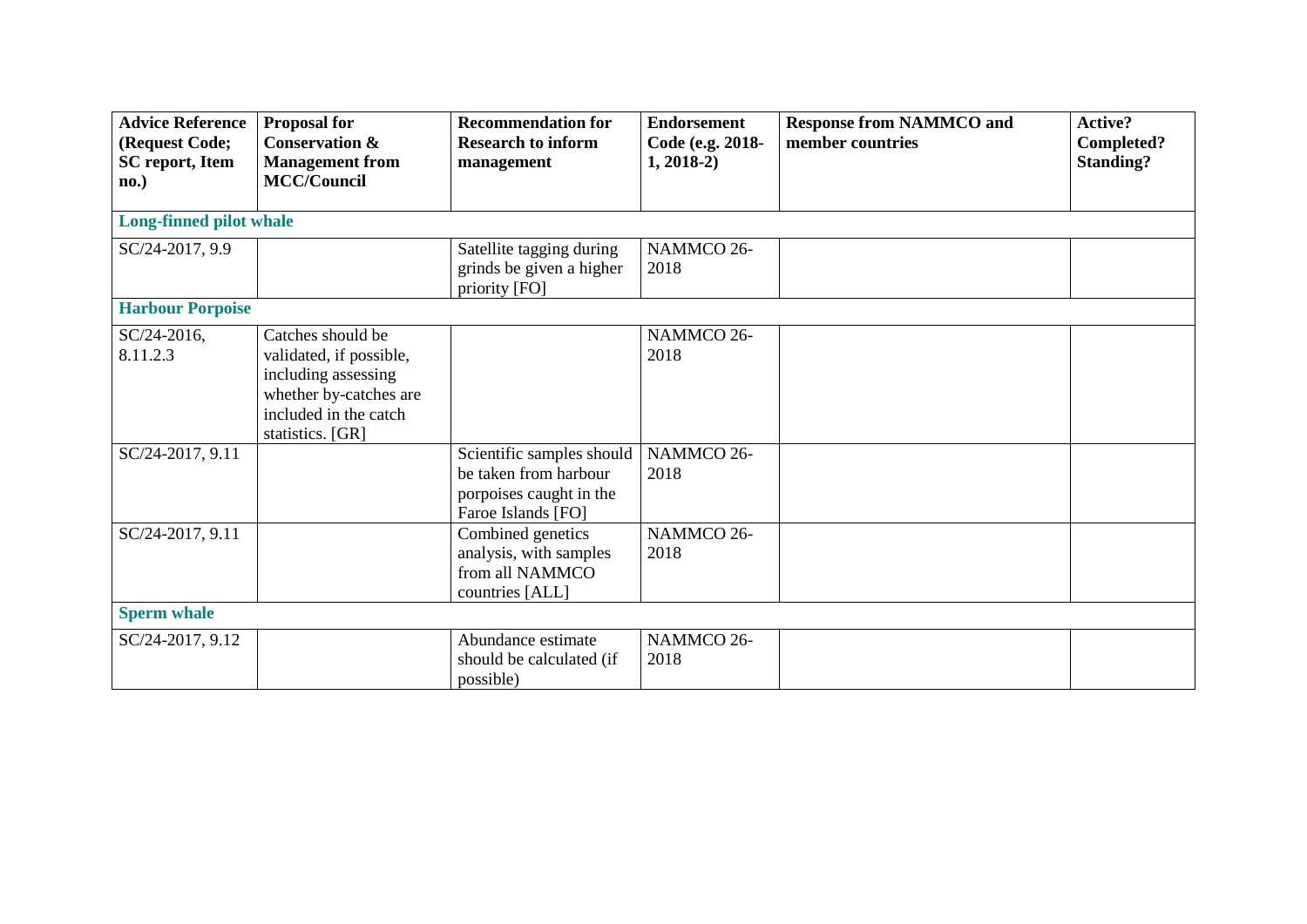| Advice Reference (Request Code; SC report, Item no.) | Proposal for Conservation & Management from MCC/Council | Recommendation for Research to inform management | Endorsement Code (e.g. 2018-1, 2018-2) | Response from NAMMCO and member countries | Active? Completed? Standing? |
|---|---|---|---|---|---|
| **Long-finned pilot whale** | | | | | |
| SC/24-2017, 9.9 | | Satellite tagging during grinds be given a higher priority [FO] | NAMMCO 26-2018 | | |
| **Harbour Porpoise** | | | | | |
| SC/24-2016, 8.11.2.3 | Catches should be validated, if possible, including assessing whether by-catches are included in the catch statistics. [GR] | | NAMMCO 26-2018 | | |
| SC/24-2017, 9.11 | | Scientific samples should be taken from harbour porpoises caught in the Faroe Islands [FO] | NAMMCO 26-2018 | | |
| SC/24-2017, 9.11 | | Combined genetics analysis, with samples from all NAMMCO countries [ALL] | NAMMCO 26-2018 | | |
| **Sperm whale** | | | | | |
| SC/24-2017, 9.12 | | Abundance estimate should be calculated (if possible) | NAMMCO 26-2018 | | |